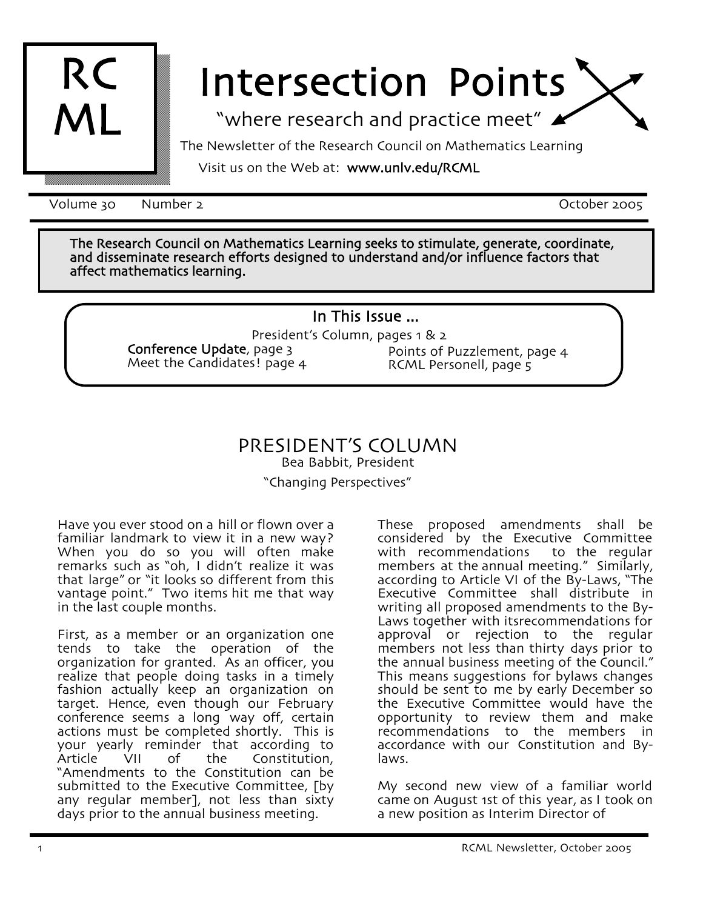RC ML

# Intersection Points

"where research and practice meet"

The Newsletter of the Research Council on Mathematics Learning

Visit us on the Web at: **www.unlv.edu/RCML**

Volume 30 Number 2 October 2005

**The Research Council on Mathematics Learning seeks to stimulate, generate, coordinate, and disseminate research efforts designed to understand and/or influence factors that affect mathematics learning.**

**In This Issue ...**

President's Column, pages 1 & 2
**Conference Update**, page 3
Meet the Candidates! page 4
Points of Puzzlement, page 4
RCML Personell, page 5

## PRESIDENT'S COLUMN

Bea Babbit, President

"Changing Perspectives"

Have you ever stood on a hill or flown over a familiar landmark to view it in a new way? When you do so you will often make remarks such as "oh, I didn't realize it was that large" or "it looks so different from this vantage point." Two items hit me that way in the last couple months.

First, as a member or an organization one tends to take the operation of the organization for granted. As an officer, you realize that people doing tasks in a timely fashion actually keep an organization on target. Hence, even though our February conference seems a long way off, certain actions must be completed shortly. This is your yearly reminder that according to Article VII of the Constitution, "Amendments to the Constitution can be submitted to the Executive Committee, [by any regular member], not less than sixty days prior to the annual business meeting. These proposed amendments shall be considered by the Executive Committee with recommendations to the regular members at the annual meeting." Similarly, according to Article VI of the By-Laws, "The Executive Committee shall distribute in writing all proposed amendments to the By-Laws together with itsrecommendations for approval or rejection to the regular members not less than thirty days prior to the annual business meeting of the Council." This means suggestions for bylaws changes should be sent to me by early December so the Executive Committee would have the opportunity to review them and make recommendations to the members in accordance with our Constitution and By-laws.

My second new view of a familiar world came on August 1st of this year, as I took on a new position as Interim Director of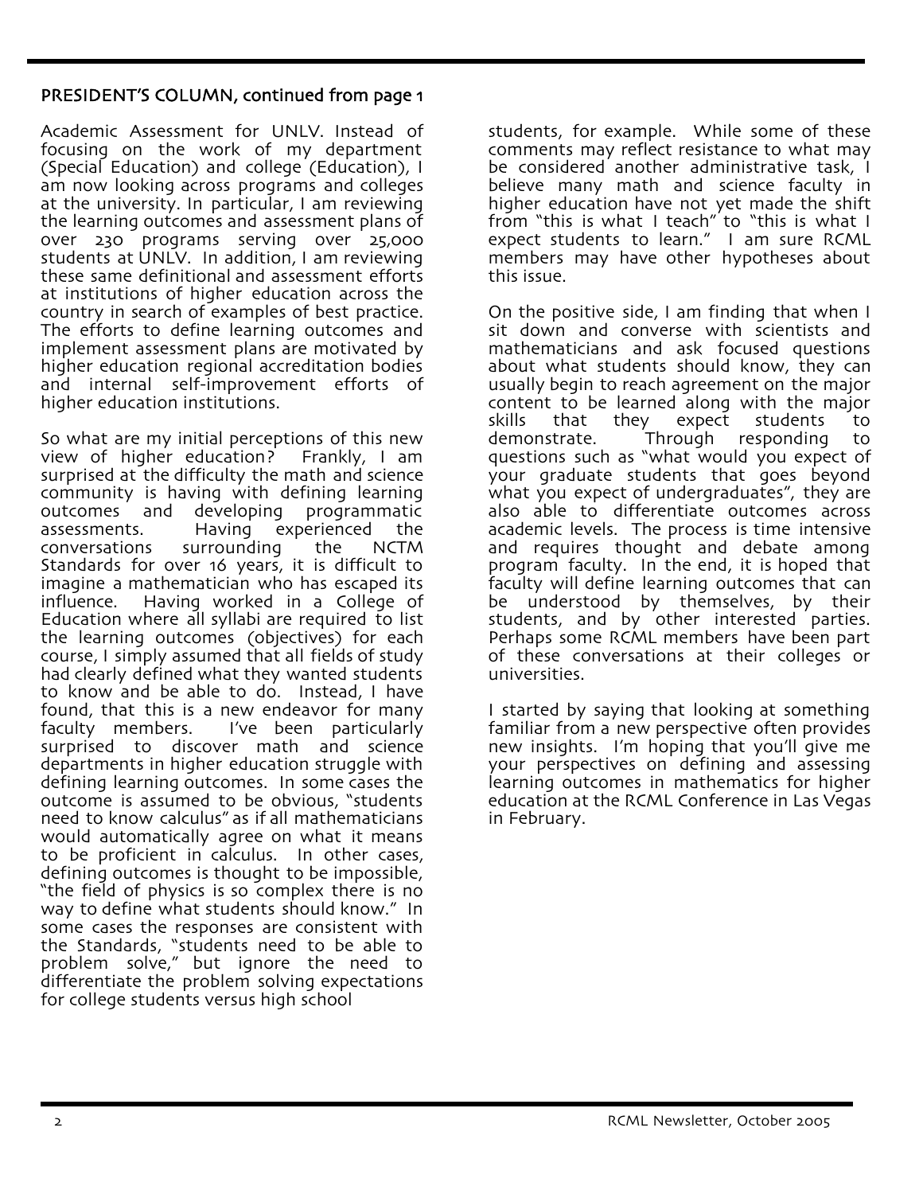## PRESIDENT'S COLUMN, continued from page 1

Academic Assessment for UNLV. Instead of focusing on the work of my department (Special Education) and college (Education), I am now looking across programs and colleges at the university. In particular, I am reviewing the learning outcomes and assessment plans of over 230 programs serving over 25,000 students at UNLV. In addition, I am reviewing these same definitional and assessment efforts at institutions of higher education across the country in search of examples of best practice. The efforts to define learning outcomes and implement assessment plans are motivated by higher education regional accreditation bodies and internal self-improvement efforts of higher education institutions.

So what are my initial perceptions of this new view of higher education? Frankly, I am surprised at the difficulty the math and science community is having with defining learning outcomes and developing programmatic assessments. Having experienced the conversations surrounding the NCTM Standards for over 16 years, it is difficult to imagine a mathematician who has escaped its influence. Having worked in a College of Education where all syllabi are required to list the learning outcomes (objectives) for each course, I simply assumed that all fields of study had clearly defined what they wanted students to know and be able to do. Instead, I have found, that this is a new endeavor for many faculty members. I've been particularly surprised to discover math and science departments in higher education struggle with defining learning outcomes. In some cases the outcome is assumed to be obvious, "students need to know calculus" as if all mathematicians would automatically agree on what it means to be proficient in calculus. In other cases, defining outcomes is thought to be impossible, "the field of physics is so complex there is no way to define what students should know." In some cases the responses are consistent with the Standards, "students need to be able to problem solve," but ignore the need to differentiate the problem solving expectations for college students versus high school students, for example. While some of these comments may reflect resistance to what may be considered another administrative task, I believe many math and science faculty in higher education have not yet made the shift from "this is what I teach" to "this is what I expect students to learn." I am sure RCML members may have other hypotheses about this issue.

On the positive side, I am finding that when I sit down and converse with scientists and mathematicians and ask focused questions about what students should know, they can usually begin to reach agreement on the major content to be learned along with the major skills that they expect students to demonstrate. Through responding to questions such as "what would you expect of your graduate students that goes beyond what you expect of undergraduates", they are also able to differentiate outcomes across academic levels. The process is time intensive and requires thought and debate among program faculty. In the end, it is hoped that faculty will define learning outcomes that can be understood by themselves, by their students, and by other interested parties. Perhaps some RCML members have been part of these conversations at their colleges or universities.

I started by saying that looking at something familiar from a new perspective often provides new insights. I'm hoping that you'll give me your perspectives on defining and assessing learning outcomes in mathematics for higher education at the RCML Conference in Las Vegas in February.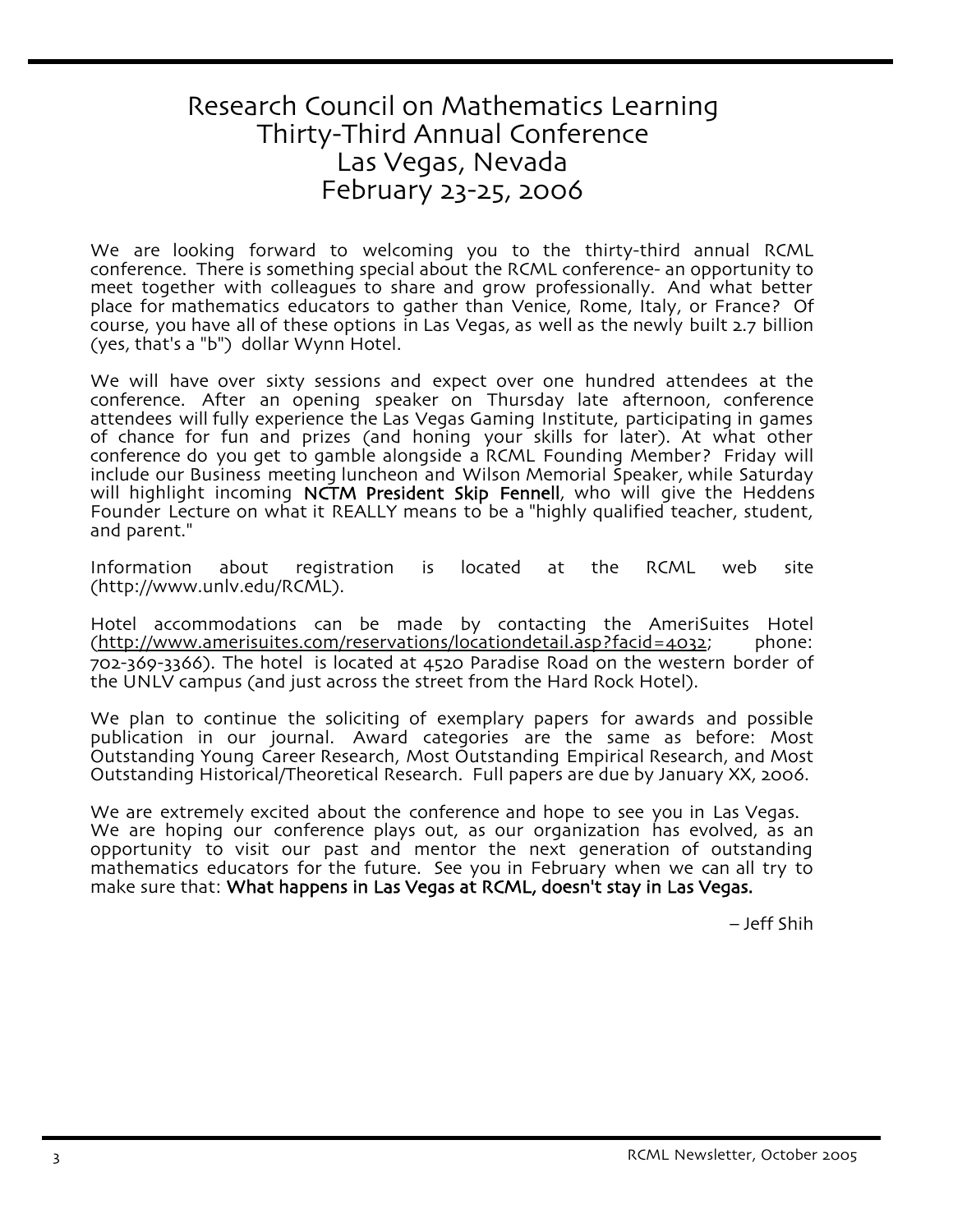# Research Council on Mathematics Learning
# Thirty-Third Annual Conference
# Las Vegas, Nevada
# February 23-25, 2006

We are looking forward to welcoming you to the thirty-third annual RCML conference. There is something special about the RCML conference- an opportunity to meet together with colleagues to share and grow professionally. And what better place for mathematics educators to gather than Venice, Rome, Italy, or France? Of course, you have all of these options in Las Vegas, as well as the newly built 2.7 billion (yes, that's a "b") dollar Wynn Hotel.

We will have over sixty sessions and expect over one hundred attendees at the conference. After an opening speaker on Thursday late afternoon, conference attendees will fully experience the Las Vegas Gaming Institute, participating in games of chance for fun and prizes (and honing your skills for later). At what other conference do you get to gamble alongside a RCML Founding Member? Friday will include our Business meeting luncheon and Wilson Memorial Speaker, while Saturday will highlight incoming **NCTM President Skip Fennell**, who will give the Heddens Founder Lecture on what it REALLY means to be a "highly qualified teacher, student, and parent."

Information about registration is located at the RCML web site (http://www.unlv.edu/RCML).

Hotel accommodations can be made by contacting the AmeriSuites Hotel (http://www.amerisuites.com/reservations/locationdetail.asp?facid=4032; phone: 702-369-3366). The hotel is located at 4520 Paradise Road on the western border of the UNLV campus (and just across the street from the Hard Rock Hotel).

We plan to continue the soliciting of exemplary papers for awards and possible publication in our journal. Award categories are the same as before: Most Outstanding Young Career Research, Most Outstanding Empirical Research, and Most Outstanding Historical/Theoretical Research. Full papers are due by January XX, 2006.

We are extremely excited about the conference and hope to see you in Las Vegas. We are hoping our conference plays out, as our organization has evolved, as an opportunity to visit our past and mentor the next generation of outstanding mathematics educators for the future. See you in February when we can all try to make sure that: **What happens in Las Vegas at RCML, doesn't stay in Las Vegas.**

– Jeff Shih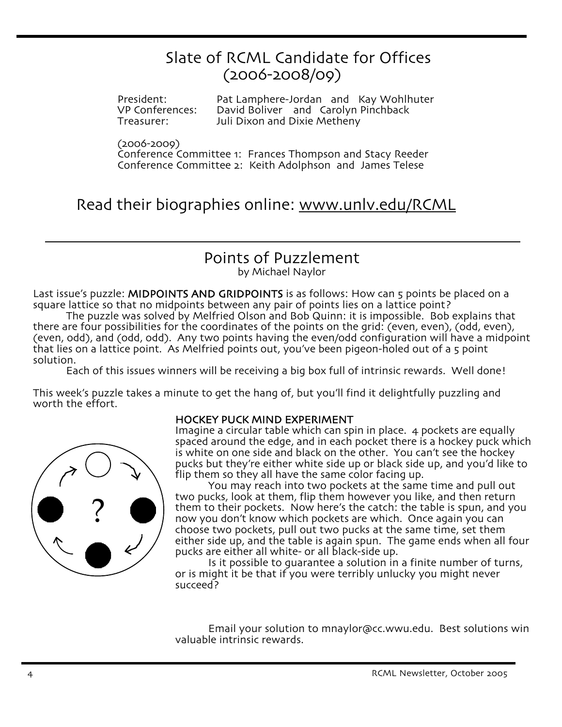# Slate of RCML Candidate for Offices (2006-2008/09)

President: Pat Lamphere-Jordan and Kay Wohlhuter
VP Conferences: David Boliver and Carolyn Pinchback
Treasurer: Juli Dixon and Dixie Metheny

(2006-2009)
Conference Committee 1: Frances Thompson and Stacy Reeder
Conference Committee 2: Keith Adolphson and James Telese

## Read their biographies online: www.unlv.edu/RCML

# Points of Puzzlement

by Michael Naylor

Last issue's puzzle: **MIDPOINTS AND GRIDPOINTS** is as follows: How can 5 points be placed on a square lattice so that no midpoints between any pair of points lies on a lattice point?

The puzzle was solved by Melfried Olson and Bob Quinn: it is impossible. Bob explains that there are four possibilities for the coordinates of the points on the grid: (even, even), (odd, even), (even, odd), and (odd, odd). Any two points having the even/odd configuration will have a midpoint that lies on a lattice point. As Melfried points out, you've been pigeon-holed out of a 5 point solution.

Each of this issues winners will be receiving a big box full of intrinsic rewards. Well done!

This week's puzzle takes a minute to get the hang of, but you'll find it delightfully puzzling and worth the effort.

**HOCKEY PUCK MIND EXPERIMENT**

Imagine a circular table which can spin in place. 4 pockets are equally spaced around the edge, and in each pocket there is a hockey puck which is white on one side and black on the other. You can't see the hockey pucks but they're either white side up or black side up, and you'd like to flip them so they all have the same color facing up.

You may reach into two pockets at the same time and pull out two pucks, look at them, flip them however you like, and then return them to their pockets. Now here's the catch: the table is spun, and you now you don't know which pockets are which. Once again you can choose two pockets, pull out two pucks at the same time, set them either side up, and the table is again spun. The game ends when all four pucks are either all white- or all black-side up.

Is it possible to guarantee a solution in a finite number of turns, or is might it be that if you were terribly unlucky you might never succeed?

Email your solution to mnaylor@cc.wwu.edu. Best solutions win valuable intrinsic rewards.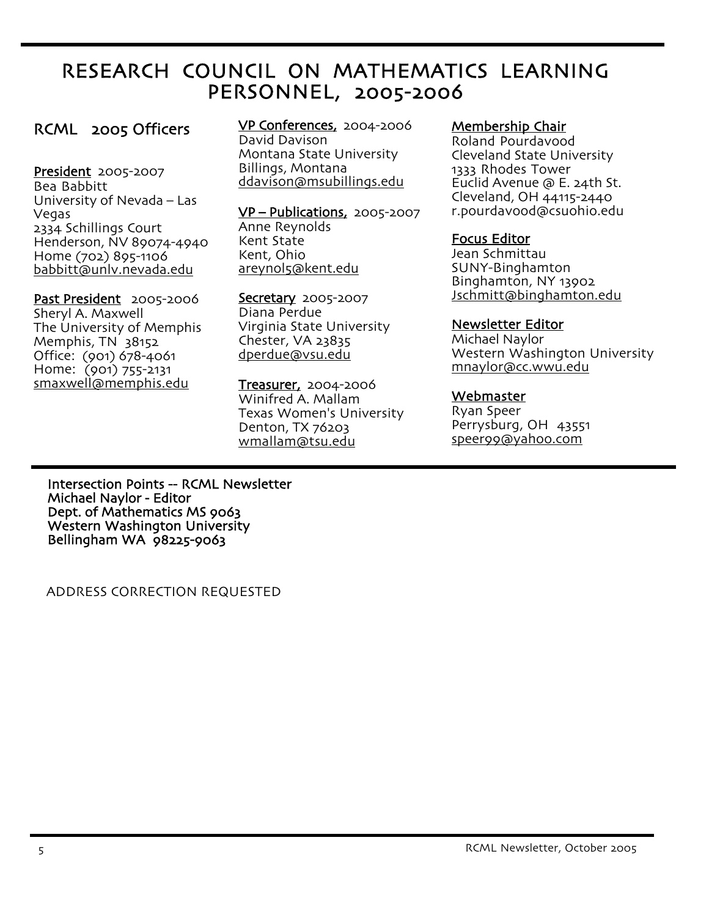# RESEARCH COUNCIL ON MATHEMATICS LEARNING PERSONNEL, 2005-2006

## RCML 2005 Officers

**President** 2005-2007
Bea Babbitt
University of Nevada – Las Vegas
2334 Schillings Court
Henderson, NV 89074-4940
Home (702) 895-1106
babbitt@unlv.nevada.edu

**Past President** 2005-2006
Sheryl A. Maxwell
The University of Memphis
Memphis, TN 38152
Office: (901) 678-4061
Home: (901) 755-2131
smaxwell@memphis.edu

**VP Conferences,** 2004-2006
David Davison
Montana State University
Billings, Montana
ddavison@msubillings.edu

**VP – Publications,** 2005-2007
Anne Reynolds
Kent State
Kent, Ohio
areynol5@kent.edu

**Secretary** 2005-2007
Diana Perdue
Virginia State University
Chester, VA 23835
dperdue@vsu.edu

**Treasurer,** 2004-2006
Winifred A. Mallam
Texas Women's University
Denton, TX 76203
wmallam@tsu.edu

**Membership Chair**
Roland Pourdavood
Cleveland State University
1333 Rhodes Tower
Euclid Avenue @ E. 24th St.
Cleveland, OH 44115-2440
r.pourdavood@csuohio.edu

**Focus Editor**
Jean Schmittau
SUNY-Binghamton
Binghamton, NY 13902
Jschmitt@binghamton.edu

**Newsletter Editor**
Michael Naylor
Western Washington University
mnaylor@cc.wwu.edu

**Webmaster**
Ryan Speer
Perrysburg, OH 43551
speer99@yahoo.com

---

**Intersection Points -- RCML Newsletter**
**Michael Naylor - Editor**
**Dept. of Mathematics MS 9063**
**Western Washington University**
**Bellingham WA 98225-9063**

ADDRESS CORRECTION REQUESTED